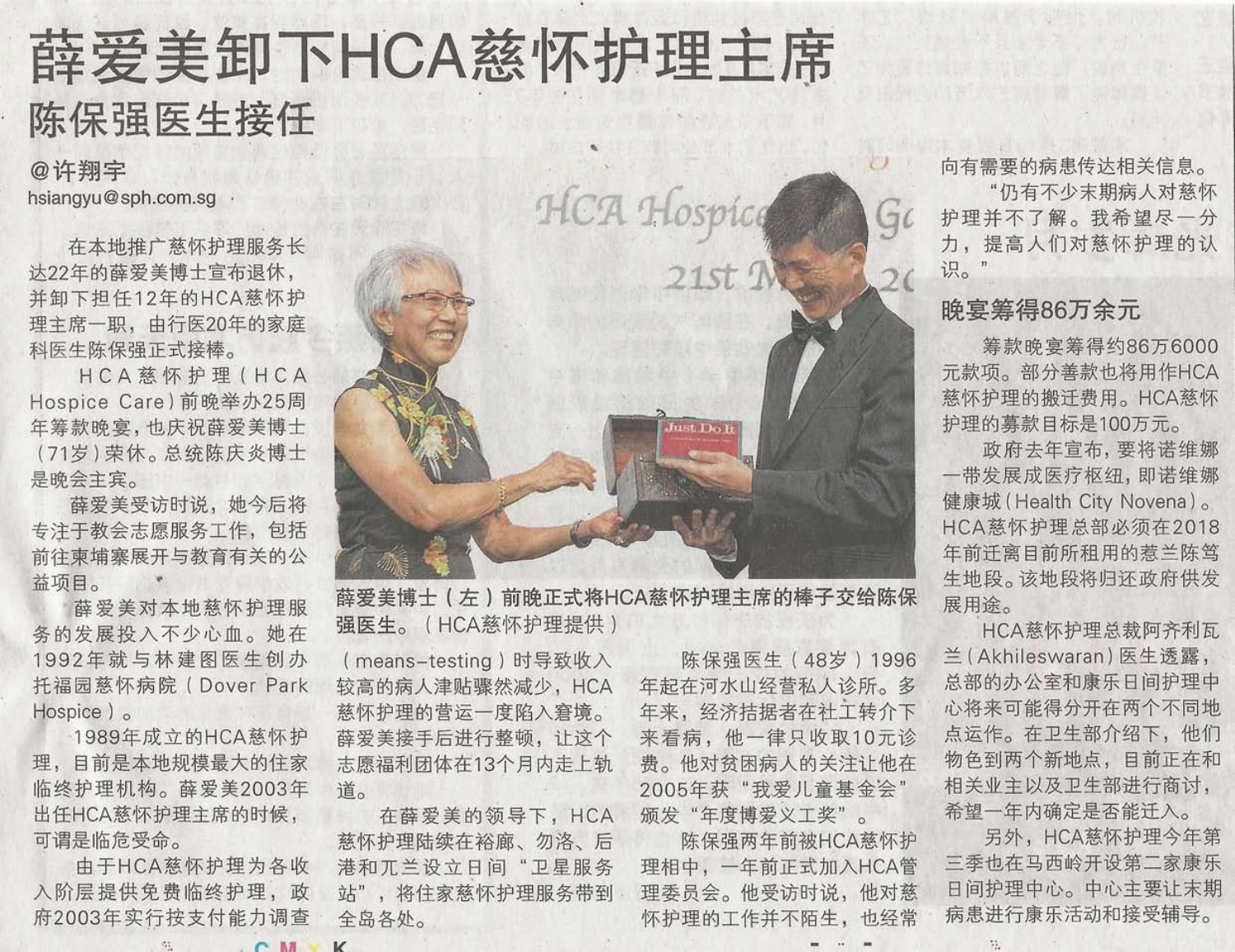# 薛爱美卸下HCA慈怀护理主席

## 陈保强医生接任

@许翔宇
hsiangyu@sph.com.sg

在本地推广慈怀护理服务长达22年的薛爱美博士宣布退休，并卸下担任12年的HCA慈怀护理主席一职，由行医20年的家庭科医生陈保强正式接棒。

HCA慈怀护理（HCA Hospice Care）前晚举办25周年筹款晚宴，也庆祝薛爱美博士（71岁）荣休。总统陈庆炎博士是晚会主宾。

薛爱美受访时说，她今后将专注于教会志愿服务工作，包括前往柬埔寨展开与教育有关的公益项目。

薛爱美对本地慈怀护理服务的发展投入不少心血。她在1992年就与林建图医生创办托福园慈怀病院（Dover Park Hospice）。

1989年成立的HCA慈怀护理，目前是本地规模最大的住家临终护理机构。薛爱美2003年出任HCA慈怀护理主席的时候，可谓是临危受命。

由于HCA慈怀护理为各收入阶层提供免费临终护理，政府2003年实行按支付能力调查（means-testing）时导致收入较高的病人津贴骤然减少，HCA慈怀护理的营运一度陷入窘境。薛爱美接手后进行整顿，让这个志愿福利团体在13个月内走上轨道。

在薛爱美的领导下，HCA慈怀护理陆续在裕廊、勿洛、后港和兀兰设立日间"卫星服务站"，将住家慈怀护理服务带到全岛各处。

薛爱美博士（左）前晚正式将HCA慈怀护理主席的棒子交给陈保强医生。（HCA慈怀护理提供）

陈保强医生（48岁）1996年起在河水山经营私人诊所。多年来，经济拮据者在社工转介下来看病，他一律只收取10元诊费。他对贫困病人的关注让他在2005年获"我爱儿童基金会"颁发"年度博爱义工奖"。

陈保强两年前被HCA慈怀护理相中，一年前正式加入HCA管理委员会。他受访时说，他对慈怀护理的工作并不陌生，也经常向有需要的病患传达相关信息。

"仍有不少末期病人对慈怀护理并不了解。我希望尽一分力，提高人们对慈怀护理的认识。"

### 晚宴筹得86万余元

筹款晚宴筹得约86万6000元款项。部分善款也将用作HCA慈怀护理的搬迁费用。HCA慈怀护理的募款目标是100万元。

政府去年宣布，要将诺维娜一带发展成医疗枢纽，即诺维娜健康城（Health City Novena）。HCA慈怀护理总部必须在2018年前迁离目前所租用的慈兰陈笃生地段。该地段将归还政府供发展用途。

HCA慈怀护理总裁阿齐利瓦兰（Akhileswaran）医生透露，总部的办公室和康乐日间护理中心将来可能得分开在两个不同地点运作。在卫生部介绍下，他们物色到两个新地点，目前正在和相关业主以及卫生部进行商讨，希望一年内确定是否能迁入。

另外，HCA慈怀护理今年第三季也在马西岭开设第二家康乐日间护理中心。中心主要让末期病患进行康乐活动和接受辅导。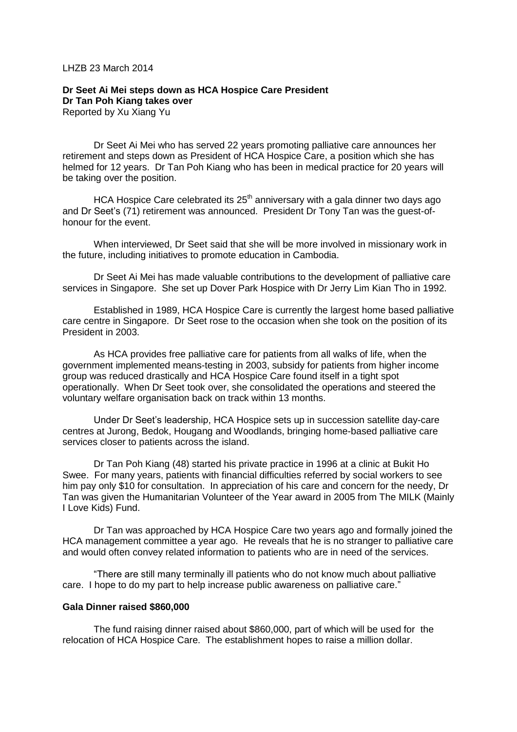LHZB 23 March 2014

**Dr Seet Ai Mei steps down as HCA Hospice Care President**
**Dr Tan Poh Kiang takes over**
Reported by Xu Xiang Yu

Dr Seet Ai Mei who has served 22 years promoting palliative care announces her retirement and steps down as President of HCA Hospice Care, a position which she has helmed for 12 years. Dr Tan Poh Kiang who has been in medical practice for 20 years will be taking over the position.

HCA Hospice Care celebrated its 25th anniversary with a gala dinner two days ago and Dr Seet's (71) retirement was announced. President Dr Tony Tan was the guest-of-honour for the event.

When interviewed, Dr Seet said that she will be more involved in missionary work in the future, including initiatives to promote education in Cambodia.

Dr Seet Ai Mei has made valuable contributions to the development of palliative care services in Singapore. She set up Dover Park Hospice with Dr Jerry Lim Kian Tho in 1992.

Established in 1989, HCA Hospice Care is currently the largest home based palliative care centre in Singapore. Dr Seet rose to the occasion when she took on the position of its President in 2003.

As HCA provides free palliative care for patients from all walks of life, when the government implemented means-testing in 2003, subsidy for patients from higher income group was reduced drastically and HCA Hospice Care found itself in a tight spot operationally. When Dr Seet took over, she consolidated the operations and steered the voluntary welfare organisation back on track within 13 months.

Under Dr Seet's leadership, HCA Hospice sets up in succession satellite day-care centres at Jurong, Bedok, Hougang and Woodlands, bringing home-based palliative care services closer to patients across the island.

Dr Tan Poh Kiang (48) started his private practice in 1996 at a clinic at Bukit Ho Swee. For many years, patients with financial difficulties referred by social workers to see him pay only $10 for consultation. In appreciation of his care and concern for the needy, Dr Tan was given the Humanitarian Volunteer of the Year award in 2005 from The MILK (Mainly I Love Kids) Fund.

Dr Tan was approached by HCA Hospice Care two years ago and formally joined the HCA management committee a year ago. He reveals that he is no stranger to palliative care and would often convey related information to patients who are in need of the services.

"There are still many terminally ill patients who do not know much about palliative care. I hope to do my part to help increase public awareness on palliative care."

**Gala Dinner raised $860,000**

The fund raising dinner raised about $860,000, part of which will be used for the relocation of HCA Hospice Care. The establishment hopes to raise a million dollar.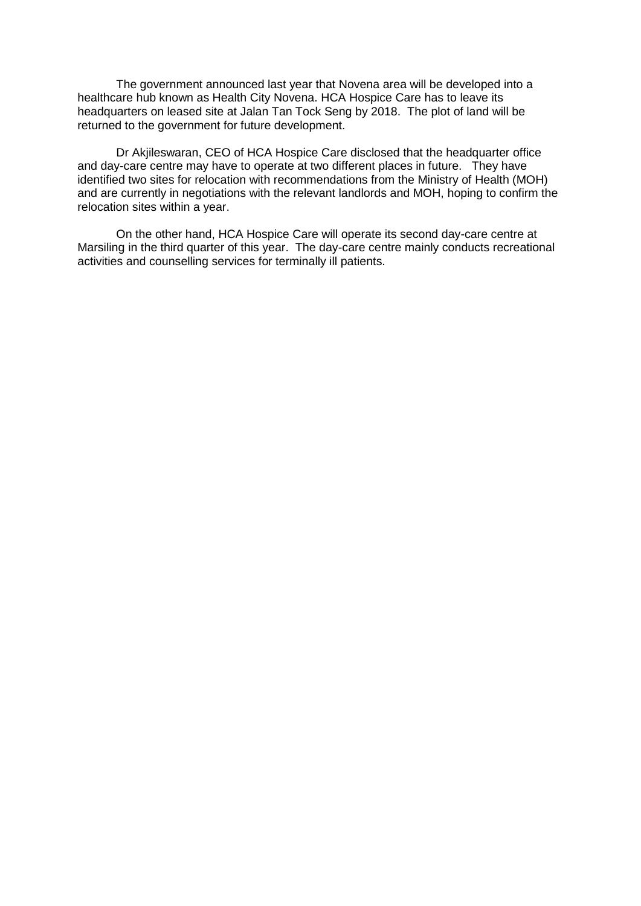The government announced last year that Novena area will be developed into a healthcare hub known as Health City Novena. HCA Hospice Care has to leave its headquarters on leased site at Jalan Tan Tock Seng by 2018. The plot of land will be returned to the government for future development.

Dr Akjileswaran, CEO of HCA Hospice Care disclosed that the headquarter office and day-care centre may have to operate at two different places in future. They have identified two sites for relocation with recommendations from the Ministry of Health (MOH) and are currently in negotiations with the relevant landlords and MOH, hoping to confirm the relocation sites within a year.

On the other hand, HCA Hospice Care will operate its second day-care centre at Marsiling in the third quarter of this year. The day-care centre mainly conducts recreational activities and counselling services for terminally ill patients.